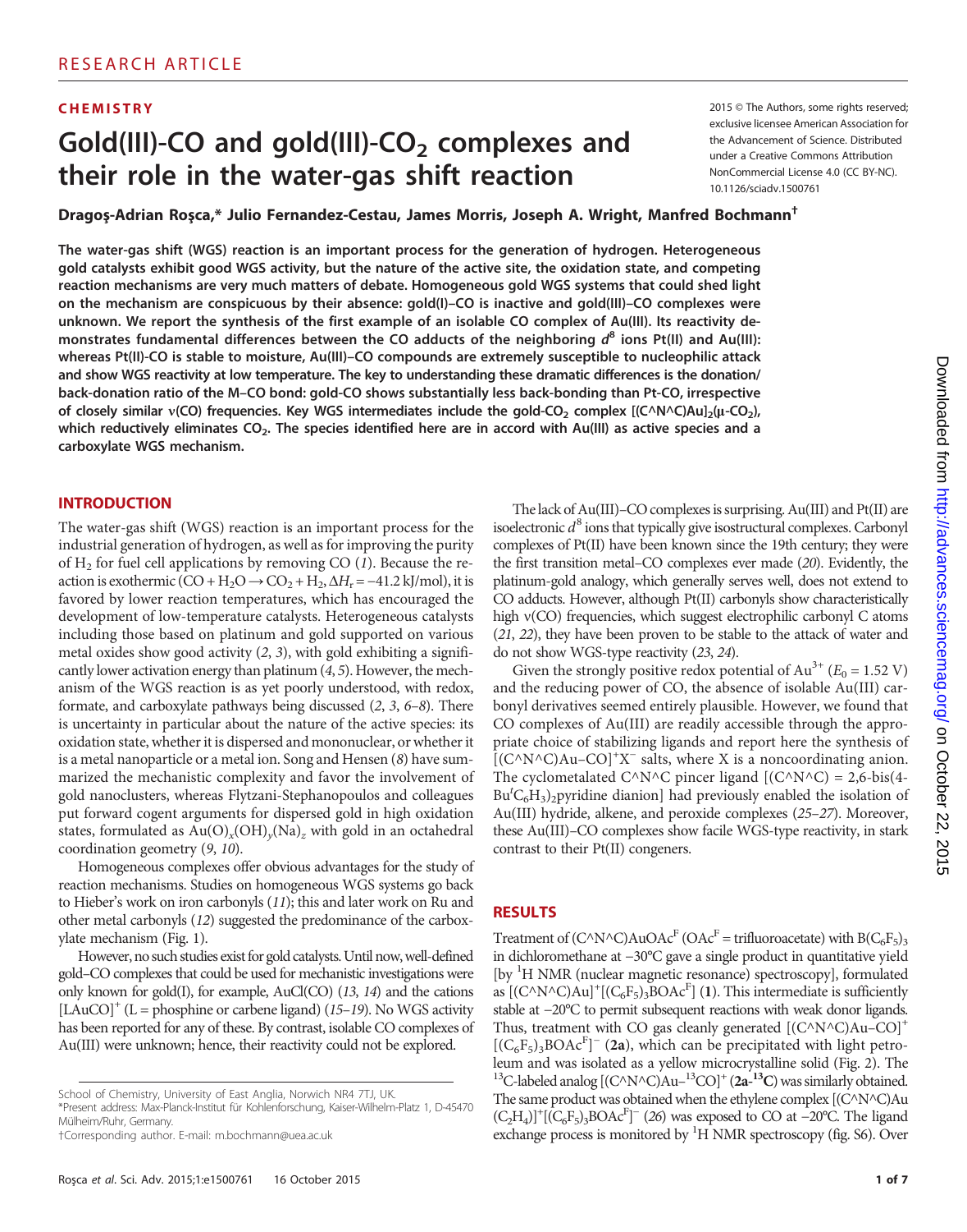RESEARCH ARTICLE

**CHEMISTRY**

# Gold(III)-CO and gold(III)-$CO_2$ complexes and their role in the water-gas shift reaction

2015 © The Authors, some rights reserved; exclusive licensee American Association for the Advancement of Science. Distributed under a Creative Commons Attribution NonCommercial License 4.0 (CC BY-NC). 10.1126/sciadv.1500761

**Dragoş-Adrian Roşca,* Julio Fernandez-Cestau, James Morris, Joseph A. Wright, Manfred Bochmann†**

**The water-gas shift (WGS) reaction is an important process for the generation of hydrogen. Heterogeneous gold catalysts exhibit good WGS activity, but the nature of the active site, the oxidation state, and competing reaction mechanisms are very much matters of debate. Homogeneous gold WGS systems that could shed light on the mechanism are conspicuous by their absence: gold(I)–CO is inactive and gold(III)–CO complexes were unknown. We report the synthesis of the first example of an isolable CO complex of Au(III). Its reactivity demonstrates fundamental differences between the CO adducts of the neighboring $d^8$ ions Pt(II) and Au(III): whereas Pt(II)-CO is stable to moisture, Au(III)–CO compounds are extremely susceptible to nucleophilic attack and show WGS reactivity at low temperature. The key to understanding these dramatic differences is the donation/back-donation ratio of the M–CO bond: gold-CO shows substantially less back-bonding than Pt-CO, irrespective of closely similar ν(CO) frequencies. Key WGS intermediates include the gold-$CO_2$ complex [(C^N^C)Au]$_2$(μ-$CO_2$), which reductively eliminates $CO_2$. The species identified here are in accord with Au(III) as active species and a carboxylate WGS mechanism.**

## INTRODUCTION

The water-gas shift (WGS) reaction is an important process for the industrial generation of hydrogen, as well as for improving the purity of $H_2$ for fuel cell applications by removing CO (1). Because the reaction is exothermic ($CO + H_2O \rightarrow CO_2 + H_2$, $\Delta H_r = -41.2$ kJ/mol), it is favored by lower reaction temperatures, which has encouraged the development of low-temperature catalysts. Heterogeneous catalysts including those based on platinum and gold supported on various metal oxides show good activity (2, 3), with gold exhibiting a significantly lower activation energy than platinum (4, 5). However, the mechanism of the WGS reaction is as yet poorly understood, with redox, formate, and carboxylate pathways being discussed (2, 3, 6–8). There is uncertainty in particular about the nature of the active species: its oxidation state, whether it is dispersed and mononuclear, or whether it is a metal nanoparticle or a metal ion. Song and Hensen (8) have summarized the mechanistic complexity and favor the involvement of gold nanoclusters, whereas Flytzani-Stephanopoulos and colleagues put forward cogent arguments for dispersed gold in high oxidation states, formulated as $Au(O)_x(OH)_y(Na)_z$ with gold in an octahedral coordination geometry (9, 10).

Homogeneous complexes offer obvious advantages for the study of reaction mechanisms. Studies on homogeneous WGS systems go back to Hieber's work on iron carbonyls (11); this and later work on Ru and other metal carbonyls (12) suggested the predominance of the carboxylate mechanism (Fig. 1).

However, no such studies exist for gold catalysts. Until now, well-defined gold–CO complexes that could be used for mechanistic investigations were only known for gold(I), for example, AuCl(CO) (13, 14) and the cations $[LAuCO]^+$ (L = phosphine or carbene ligand) (15–19). No WGS activity has been reported for any of these. By contrast, isolable CO complexes of Au(III) were unknown; hence, their reactivity could not be explored.

The lack of Au(III)–CO complexes is surprising. Au(III) and Pt(II) are isoelectronic $d^8$ ions that typically give isostructural complexes. Carbonyl complexes of Pt(II) have been known since the 19th century; they were the first transition metal–CO complexes ever made (20). Evidently, the platinum-gold analogy, which generally serves well, does not extend to CO adducts. However, although Pt(II) carbonyls show characteristically high ν(CO) frequencies, which suggest electrophilic carbonyl C atoms (21, 22), they have been proven to be stable to the attack of water and do not show WGS-type reactivity (23, 24).

Given the strongly positive redox potential of $Au^{3+}$ ($E_0$ = 1.52 V) and the reducing power of CO, the absence of isolable Au(III) carbonyl derivatives seemed entirely plausible. However, we found that CO complexes of Au(III) are readily accessible through the appropriate choice of stabilizing ligands and report here the synthesis of $[(C\text{^}N\text{^}C)Au–CO]^+X^-$ salts, where X is a noncoordinating anion. The cyclometalated C^N^C pincer ligand [(C^N^C) = 2,6-bis(4-$Bu^tC_6H_3$)$_2$pyridine dianion] had previously enabled the isolation of Au(III) hydride, alkene, and peroxide complexes (25–27). Moreover, these Au(III)–CO complexes show facile WGS-type reactivity, in stark contrast to their Pt(II) congeners.

## RESULTS

Treatment of (C^N^C)AuOAc$^F$ (OAc$^F$ = trifluoroacetate) with $B(C_6F_5)_3$ in dichloromethane at −30°C gave a single product in quantitative yield [by $^1$H NMR (nuclear magnetic resonance) spectroscopy], formulated as $[(C\text{^}N\text{^}C)Au]^+[(C_6F_5)_3BOAc^F]$ (**1**). This intermediate is sufficiently stable at −20°C to permit subsequent reactions with weak donor ligands. Thus, treatment with CO gas cleanly generated $[(C\text{^}N\text{^}C)Au–CO]^+[(C_6F_5)_3BOAc^F]^-$ (**2a**), which can be precipitated with light petroleum and was isolated as a yellow microcrystalline solid (Fig. 2). The $^{13}$C-labeled analog $[(C\text{^}N\text{^}C)Au–^{13}CO]^+$ (**2a-$^{13}$C**) was similarly obtained. The same product was obtained when the ethylene complex $[(C\text{^}N\text{^}C)Au(C_2H_4)]^+[(C_6F_5)_3BOAc^F]^-$ (26) was exposed to CO at −20°C. The ligand exchange process is monitored by $^1$H NMR spectroscopy (fig. S6). Over

School of Chemistry, University of East Anglia, Norwich NR4 7TJ, UK.
*Present address: Max-Planck-Institut für Kohlenforschung, Kaiser-Wilhelm-Platz 1, D-45470 Mülheim/Ruhr, Germany.
†Corresponding author. E-mail: m.bochmann@uea.ac.uk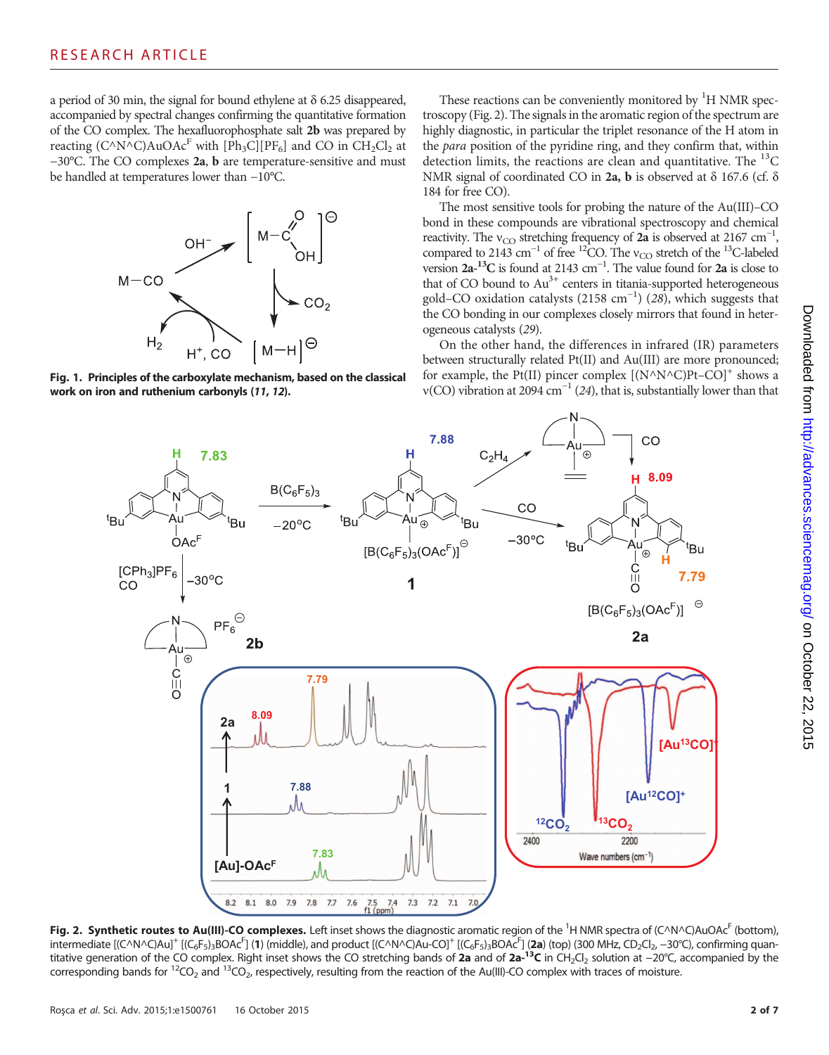a period of 30 min, the signal for bound ethylene at δ 6.25 disappeared, accompanied by spectral changes confirming the quantitative formation of the CO complex. The hexafluorophosphate salt **2b** was prepared by reacting (C^N^C)AuOAc$^F$ with $[Ph_3C][PF_6]$ and CO in $CH_2Cl_2$ at −30°C. The CO complexes **2a**, **b** are temperature-sensitive and must be handled at temperatures lower than −10°C.

**Fig. 1. Principles of the carboxylate mechanism, based on the classical work on iron and ruthenium carbonyls (*11*, *12*).**

These reactions can be conveniently monitored by $^1$H NMR spectroscopy (Fig. 2). The signals in the aromatic region of the spectrum are highly diagnostic, in particular the triplet resonance of the H atom in the *para* position of the pyridine ring, and they confirm that, within detection limits, the reactions are clean and quantitative. The $^{13}$C NMR signal of coordinated CO in **2a, b** is observed at δ 167.6 (cf. δ 184 for free CO).

The most sensitive tools for probing the nature of the Au(III)–CO bond in these compounds are vibrational spectroscopy and chemical reactivity. The $\nu_{CO}$ stretching frequency of **2a** is observed at 2167 cm$^{-1}$, compared to 2143 cm$^{-1}$ of free $^{12}$CO. The $\nu_{CO}$ stretch of the $^{13}$C-labeled version **2a-$^{13}$C** is found at 2143 cm$^{-1}$. The value found for **2a** is close to that of CO bound to $Au^{3+}$ centers in titania-supported heterogeneous gold–CO oxidation catalysts (2158 cm$^{-1}$) (*28*), which suggests that the CO bonding in our complexes closely mirrors that found in heterogeneous catalysts (*29*).

On the other hand, the differences in infrared (IR) parameters between structurally related Pt(II) and Au(III) are more pronounced; for example, the Pt(II) pincer complex [(N^N^C)Pt–CO]$^+$ shows a ν(CO) vibration at 2094 cm$^{-1}$ (*24*), that is, substantially lower than that

**Fig. 2. Synthetic routes to Au(III)-CO complexes.** Left inset shows the diagnostic aromatic region of the $^1$H NMR spectra of (C^N^C)AuOAc$^F$ (bottom), intermediate [(C^N^C)Au]$^+$ [$(C_6F_5)_3$BOAc$^F$] (**1**) (middle), and product [(C^N^C)Au-CO]$^+$ [$(C_6F_5)_3$BOAc$^F$] (**2a**) (top) (300 MHz, $CD_2Cl_2$, −30°C), confirming quantitative generation of the CO complex. Right inset shows the CO stretching bands of **2a** and of **2a-$^{13}$C** in $CH_2Cl_2$ solution at −20°C, accompanied by the corresponding bands for $^{12}CO_2$ and $^{13}CO_2$, respectively, resulting from the reaction of the Au(III)-CO complex with traces of moisture.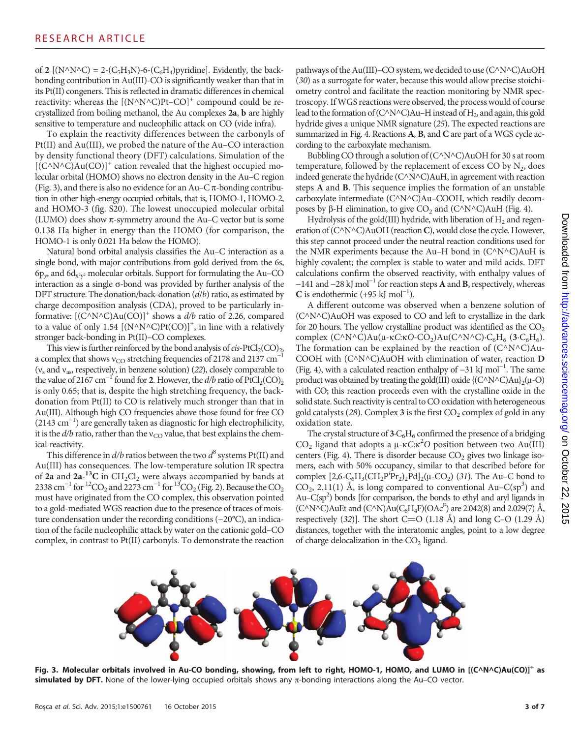of **2** [(N^N^C) = 2-($C_5H_3N$)-6-($C_6H_4$)pyridine]. Evidently, the back-bonding contribution in Au(III)-CO is significantly weaker than that in its Pt(II) congeners. This is reflected in dramatic differences in chemical reactivity: whereas the $[(N^\wedge N^\wedge C)Pt–CO]^+$ compound could be recrystallized from boiling methanol, the Au complexes **2a**, **b** are highly sensitive to temperature and nucleophilic attack on CO (vide infra).

To explain the reactivity differences between the carbonyls of Pt(II) and Au(III), we probed the nature of the Au–CO interaction by density functional theory (DFT) calculations. Simulation of the $[(C^\wedge N^\wedge C)Au(CO)]^+$ cation revealed that the highest occupied molecular orbital (HOMO) shows no electron density in the Au–C region (Fig. 3), and there is also no evidence for an Au–C π-bonding contribution in other high-energy occupied orbitals, that is, HOMO-1, HOMO-2, and HOMO-3 (fig. S20). The lowest unoccupied molecular orbital (LUMO) does show π-symmetry around the Au–C vector but is some 0.138 Ha higher in energy than the HOMO (for comparison, the HOMO-1 is only 0.021 Ha below the HOMO).

Natural bond orbital analysis classifies the Au–C interaction as a single bond, with major contributions from gold derived from the 6s, $6p_y$, and $6d_{x^2y^2}$ molecular orbitals. Support for formulating the Au–CO interaction as a single σ-bond was provided by further analysis of the DFT structure. The donation/back-donation (*d*/*b*) ratio, as estimated by charge decomposition analysis (CDA), proved to be particularly informative: $[(C^\wedge N^\wedge C)Au(CO)]^+$ shows a *d*/*b* ratio of 2.26, compared to a value of only 1.54 $[(N^\wedge N^\wedge C)Pt(CO)]^+$, in line with a relatively stronger back-bonding in Pt(II)–CO complexes.

This view is further reinforced by the bond analysis of *cis*-$PtCl_2(CO)_2$, a complex that shows $\nu_{CO}$ stretching frequencies of 2178 and 2137 $cm^{-1}$ ($\nu_s$ and $\nu_{as}$, respectively, in benzene solution) (*22*), closely comparable to the value of 2167 $cm^{-1}$ found for **2**. However, the *d*/*b* ratio of $PtCl_2(CO)_2$ is only 0.65; that is, despite the high stretching frequency, the back-donation from Pt(II) to CO is relatively much stronger than that in Au(III). Although high CO frequencies above those found for free CO (2143 $cm^{-1}$) are generally taken as diagnostic for high electrophilicity, it is the *d*/*b* ratio, rather than the $\nu_{CO}$ value, that best explains the chemical reactivity.

This difference in *d*/*b* ratios between the two $d^8$ systems Pt(II) and Au(III) has consequences. The low-temperature solution IR spectra of **2a** and **2a-$^{13}$C** in $CH_2Cl_2$ were always accompanied by bands at 2338 $cm^{-1}$ for $^{12}CO_2$ and 2273 $cm^{-1}$ for $^{13}CO_2$ (Fig. 2). Because the $CO_2$ must have originated from the CO complex, this observation pointed to a gold-mediated WGS reaction due to the presence of traces of moisture condensation under the recording conditions (−20°C), an indication of the facile nucleophilic attack by water on the cationic gold–CO complex, in contrast to Pt(II) carbonyls. To demonstrate the reaction pathways of the Au(III)–CO system, we decided to use (C^N^C)AuOH (*30*) as a surrogate for water, because this would allow precise stoichiometry control and facilitate the reaction monitoring by NMR spectroscopy. If WGS reactions were observed, the process would of course lead to the formation of (C^N^C)Au–H instead of $H_2$, and again, this gold hydride gives a unique NMR signature (*25*). The expected reactions are summarized in Fig. 4. Reactions **A**, **B**, and **C** are part of a WGS cycle according to the carboxylate mechanism.

Bubbling CO through a solution of (C^N^C)AuOH for 30 s at room temperature, followed by the replacement of excess CO by $N_2$, does indeed generate the hydride (C^N^C)AuH, in agreement with reaction steps **A** and **B**. This sequence implies the formation of an unstable carboxylate intermediate (C^N^C)Au–COOH, which readily decomposes by β-H elimination, to give $CO_2$ and (C^N^C)AuH (Fig. 4).

Hydrolysis of the gold(III) hydride, with liberation of $H_2$ and regeneration of (C^N^C)AuOH (reaction **C**), would close the cycle. However, this step cannot proceed under the neutral reaction conditions used for the NMR experiments because the Au–H bond in (C^N^C)AuH is highly covalent; the complex is stable to water and mild acids. DFT calculations confirm the observed reactivity, with enthalpy values of −141 and −28 kJ $mol^{-1}$ for reaction steps **A** and **B**, respectively, whereas **C** is endothermic (+95 kJ $mol^{-1}$).

A different outcome was observed when a benzene solution of (C^N^C)AuOH was exposed to CO and left to crystallize in the dark for 20 hours. The yellow crystalline product was identified as the $CO_2$ complex (C^N^C)Au(μ-κ*C*:κ*O*-$CO_2$)Au(C^N^C)·$C_6H_6$ (**3**·$C_6H_6$). The formation can be explained by the reaction of (C^N^C)Au-COOH with (C^N^C)AuOH with elimination of water, reaction **D** (Fig. 4), with a calculated reaction enthalpy of −31 kJ $mol^{-1}$. The same product was obtained by treating the gold(III) oxide {(C^N^C)Au}$_2$(μ-O) with CO; this reaction proceeds even with the crystalline oxide in the solid state. Such reactivity is central to CO oxidation with heterogeneous gold catalysts (*28*). Complex **3** is the first $CO_2$ complex of gold in any oxidation state.

The crystal structure of **3**·$C_6H_6$ confirmed the presence of a bridging $CO_2$ ligand that adopts a μ-κ*C*:κ$^2$*O* position between two Au(III) centers (Fig. 4). There is disorder because $CO_2$ gives two linkage isomers, each with 50% occupancy, similar to that described before for complex [2,6-$C_6H_3$($CH_2P^iPr_2$)$_2$Pd]$_2$(μ-$CO_2$) (*31*). The Au–C bond to $CO_2$, 2.11(1) Å, is long compared to conventional Au–C($sp^3$) and Au–C($sp^2$) bonds [for comparison, the bonds to ethyl and aryl ligands in (C^N^C)AuEt and (C^N)Au($C_6H_4$F)($OAc^F$) are 2.042(8) and 2.029(7) Å, respectively (*32*)]. The short C=O (1.18 Å) and long C–O (1.29 Å) distances, together with the interatomic angles, point to a low degree of charge delocalization in the $CO_2$ ligand.

**Fig. 3. Molecular orbitals involved in Au-CO bonding, showing, from left to right, HOMO-1, HOMO, and LUMO in $[(C^\wedge N^\wedge C)Au(CO)]^+$ as simulated by DFT.** None of the lower-lying occupied orbitals shows any π-bonding interactions along the Au–CO vector.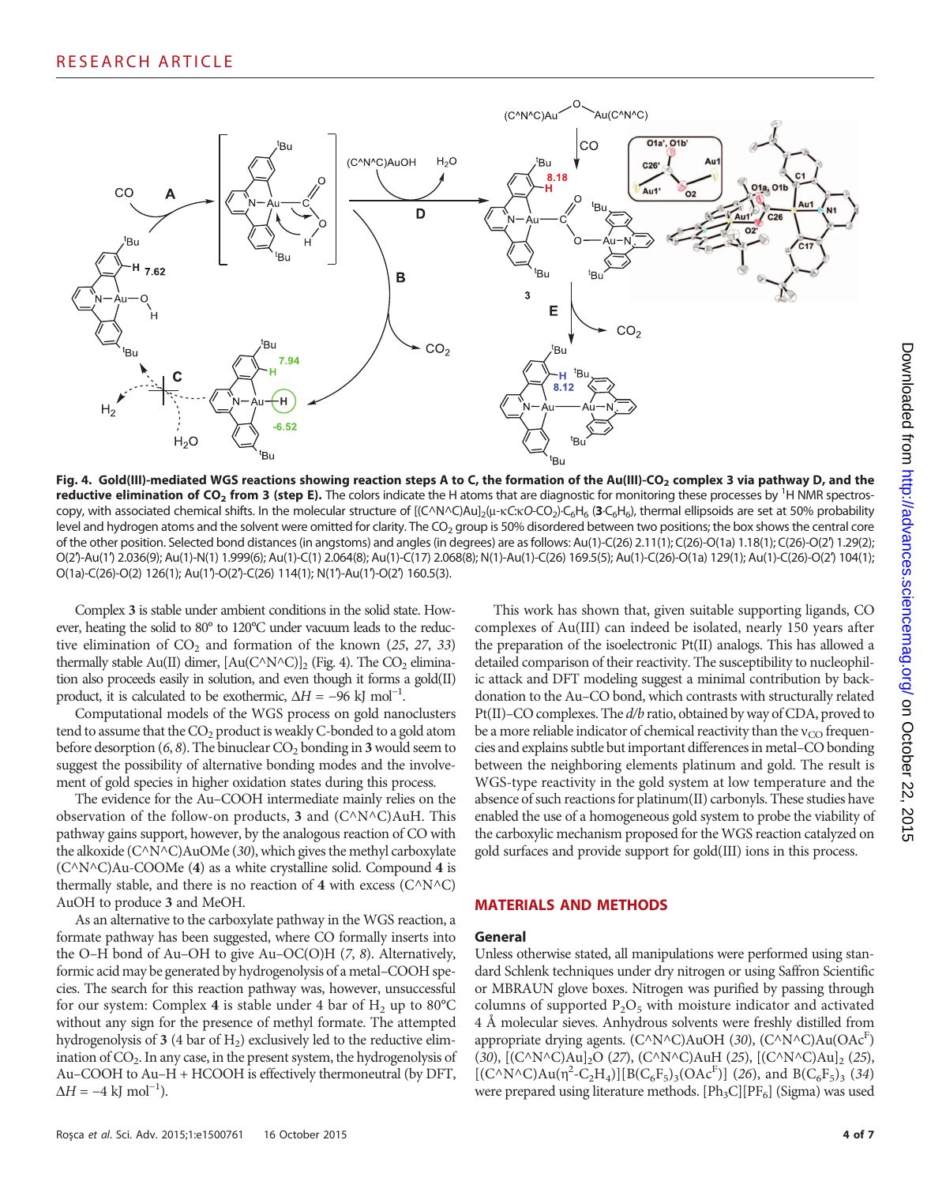**Fig. 4. Gold(III)-mediated WGS reactions showing reaction steps A to C, the formation of the Au(III)-CO$_2$ complex 3 via pathway D, and the reductive elimination of CO$_2$ from 3 (step E).** The colors indicate the H atoms that are diagnostic for monitoring these processes by $^1$H NMR spectroscopy, with associated chemical shifts. In the molecular structure of [(C^N^C)Au]$_2$(μ-κC:κO-CO$_2$)·C$_6$H$_6$ (**3**·C$_6$H$_6$), thermal ellipsoids are set at 50% probability level and hydrogen atoms and the solvent were omitted for clarity. The CO$_2$ group is 50% disordered between two positions; the box shows the central core of the other position. Selected bond distances (in angstoms) and angles (in degrees) are as follows: Au(1)-C(26) 2.11(1); C(26)-O(1a) 1.18(1); C(26)-O(2′) 1.29(2); O(2′)-Au(1′) 2.036(9); Au(1)-N(1) 1.999(6); Au(1)-C(1) 2.064(8); Au(1)-C(17) 2.068(8); N(1)-Au(1)-C(26) 169.5(5); Au(1)-C(26)-O(1a) 129(1); Au(1)-C(26)-O(2′) 104(1); O(1a)-C(26)-O(2) 126(1); Au(1′)-O(2′)-C(26) 114(1); N(1′)-Au(1′)-O(2′) 160.5(3).

Complex **3** is stable under ambient conditions in the solid state. However, heating the solid to 80° to 120°C under vacuum leads to the reductive elimination of CO$_2$ and formation of the known (25, 27, 33) thermally stable Au(II) dimer, [Au(C^N^C)]$_2$ (Fig. 4). The CO$_2$ elimination also proceeds easily in solution, and even though it forms a gold(II) product, it is calculated to be exothermic, $\Delta H = -96$ kJ mol$^{-1}$.

Computational models of the WGS process on gold nanoclusters tend to assume that the CO$_2$ product is weakly C-bonded to a gold atom before desorption (6, 8). The binuclear CO$_2$ bonding in **3** would seem to suggest the possibility of alternative bonding modes and the involvement of gold species in higher oxidation states during this process.

The evidence for the Au–COOH intermediate mainly relies on the observation of the follow-on products, **3** and (C^N^C)AuH. This pathway gains support, however, by the analogous reaction of CO with the alkoxide (C^N^C)AuOMe (30), which gives the methyl carboxylate (C^N^C)Au-COOMe (**4**) as a white crystalline solid. Compound **4** is thermally stable, and there is no reaction of **4** with excess (C^N^C)AuOH to produce **3** and MeOH.

As an alternative to the carboxylate pathway in the WGS reaction, a formate pathway has been suggested, where CO formally inserts into the O–H bond of Au–OH to give Au–OC(O)H (7, 8). Alternatively, formic acid may be generated by hydrogenolysis of a metal–COOH species. The search for this reaction pathway was, however, unsuccessful for our system: Complex **4** is stable under 4 bar of H$_2$ up to 80°C without any sign for the presence of methyl formate. The attempted hydrogenolysis of **3** (4 bar of H$_2$) exclusively led to the reductive elimination of CO$_2$. In any case, in the present system, the hydrogenolysis of Au–COOH to Au–H + HCOOH is effectively thermoneutral (by DFT, $\Delta H = -4$ kJ mol$^{-1}$).

This work has shown that, given suitable supporting ligands, CO complexes of Au(III) can indeed be isolated, nearly 150 years after the preparation of the isoelectronic Pt(II) analogs. This has allowed a detailed comparison of their reactivity. The susceptibility to nucleophilic attack and DFT modeling suggest a minimal contribution by back-donation to the Au–CO bond, which contrasts with structurally related Pt(II)–CO complexes. The *d/b* ratio, obtained by way of CDA, proved to be a more reliable indicator of chemical reactivity than the $\nu_{CO}$ frequencies and explains subtle but important differences in metal–CO bonding between the neighboring elements platinum and gold. The result is WGS-type reactivity in the gold system at low temperature and the absence of such reactions for platinum(II) carbonyls. These studies have enabled the use of a homogeneous gold system to probe the viability of the carboxylic mechanism proposed for the WGS reaction catalyzed on gold surfaces and provide support for gold(III) ions in this process.

## MATERIALS AND METHODS

### General

Unless otherwise stated, all manipulations were performed using standard Schlenk techniques under dry nitrogen or using Saffron Scientific or MBRAUN glove boxes. Nitrogen was purified by passing through columns of supported P$_2$O$_5$ with moisture indicator and activated 4 Å molecular sieves. Anhydrous solvents were freshly distilled from appropriate drying agents. (C^N^C)AuOH (30), (C^N^C)Au(OAc$^F$) (30), [(C^N^C)Au]$_2$O (27), (C^N^C)AuH (25), [(C^N^C)Au]$_2$ (25), [(C^N^C)Au(η$^2$-C$_2$H$_4$)][B(C$_6$F$_5$)$_3$(OAc$^F$)] (26), and B(C$_6$F$_5$)$_3$ (34) were prepared using literature methods. [Ph$_3$C][PF$_6$] (Sigma) was used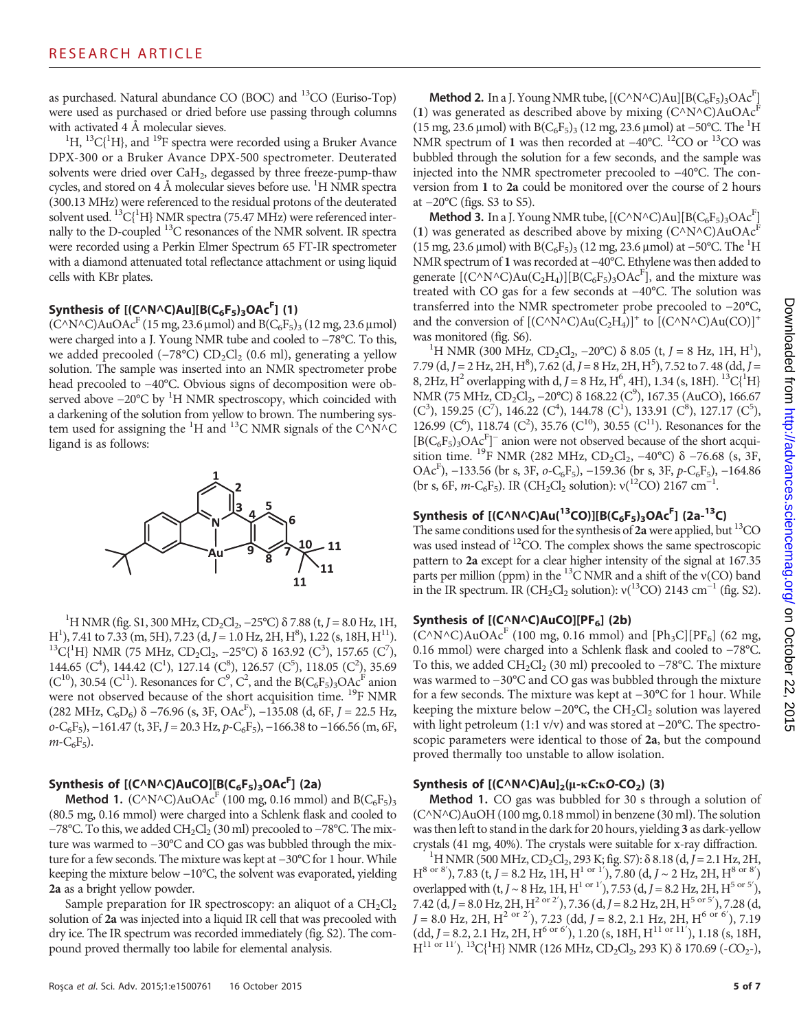as purchased. Natural abundance CO (BOC) and $^{13}$CO (Euriso-Top) were used as purchased or dried before use passing through columns with activated 4 Å molecular sieves.

$^{1}$H, $^{13}$C{$^{1}$H}, and $^{19}$F spectra were recorded using a Bruker Avance DPX-300 or a Bruker Avance DPX-500 spectrometer. Deuterated solvents were dried over $CaH_2$, degassed by three freeze-pump-thaw cycles, and stored on 4 Å molecular sieves before use. $^{1}$H NMR spectra (300.13 MHz) were referenced to the residual protons of the deuterated solvent used. $^{13}$C{$^{1}$H} NMR spectra (75.47 MHz) were referenced internally to the D-coupled $^{13}$C resonances of the NMR solvent. IR spectra were recorded using a Perkin Elmer Spectrum 65 FT-IR spectrometer with a diamond attenuated total reflectance attachment or using liquid cells with KBr plates.

### Synthesis of [(C^N^C)Au][B($C_6F_5$)$_3$OAc$^F$] (1)

(C^N^C)AuOAc$^F$ (15 mg, 23.6 μmol) and B($C_6F_5$)$_3$ (12 mg, 23.6 μmol) were charged into a J. Young NMR tube and cooled to −78°C. To this, we added precooled (−78°C) $CD_2Cl_2$ (0.6 ml), generating a yellow solution. The sample was inserted into an NMR spectrometer probe head precooled to −40°C. Obvious signs of decomposition were observed above −20°C by $^{1}$H NMR spectroscopy, which coincided with a darkening of the solution from yellow to brown. The numbering system used for assigning the $^{1}$H and $^{13}$C NMR signals of the C^N^C ligand is as follows:

$^{1}$H NMR (fig. S1, 300 MHz, $CD_2Cl_2$, −25°C) δ 7.88 (t, $J$ = 8.0 Hz, 1H, H$^{1}$), 7.41 to 7.33 (m, 5H), 7.23 (d, $J$ = 1.0 Hz, 2H, H$^{8}$), 1.22 (s, 18H, H$^{11}$). $^{13}$C{$^{1}$H} NMR (75 MHz, $CD_2Cl_2$, −25°C) δ 163.92 (C$^{3}$), 157.65 (C$^{7}$), 144.65 (C$^{4}$), 144.42 (C$^{1}$), 127.14 (C$^{8}$), 126.57 (C$^{5}$), 118.05 (C$^{2}$), 35.69 (C$^{10}$), 30.54 (C$^{11}$). Resonances for C$^{9}$, C$^{2}$, and the B($C_6F_5$)$_3$OAc$^F$ anion were not observed because of the short acquisition time. $^{19}$F NMR (282 MHz, $C_6D_6$) δ −76.96 (s, 3F, OAc$^F$), −135.08 (d, 6F, $J$ = 22.5 Hz, $o$-$C_6F_5$), −161.47 (t, 3F, $J$ = 20.3 Hz, $p$-$C_6F_5$), −166.38 to −166.56 (m, 6F, $m$-$C_6F_5$).

### Synthesis of [(C^N^C)AuCO][B($C_6F_5$)$_3$OAc$^F$] (2a)

**Method 1.** (C^N^C)AuOAc$^F$ (100 mg, 0.16 mmol) and B($C_6F_5$)$_3$ (80.5 mg, 0.16 mmol) were charged into a Schlenk flask and cooled to −78°C. To this, we added $CH_2Cl_2$ (30 ml) precooled to −78°C. The mixture was warmed to −30°C and CO gas was bubbled through the mixture for a few seconds. The mixture was kept at −30°C for 1 hour. While keeping the mixture below −10°C, the solvent was evaporated, yielding **2a** as a bright yellow powder.

Sample preparation for IR spectroscopy: an aliquot of a $CH_2Cl_2$ solution of **2a** was injected into a liquid IR cell that was precooled with dry ice. The IR spectrum was recorded immediately (fig. S2). The compound proved thermally too labile for elemental analysis.

**Method 2.** In a J. Young NMR tube, [(C^N^C)Au][B($C_6F_5$)$_3$OAc$^F$] (**1**) was generated as described above by mixing (C^N^C)AuOAc$^F$ (15 mg, 23.6 μmol) with B($C_6F_5$)$_3$ (12 mg, 23.6 μmol) at −50°C. The $^{1}$H NMR spectrum of **1** was then recorded at −40°C. $^{12}$CO or $^{13}$CO was bubbled through the solution for a few seconds, and the sample was injected into the NMR spectrometer precooled to −40°C. The conversion from **1** to **2a** could be monitored over the course of 2 hours at −20°C (figs. S3 to S5).

**Method 3.** In a J. Young NMR tube, [(C^N^C)Au][B($C_6F_5$)$_3$OAc$^F$] (**1**) was generated as described above by mixing (C^N^C)AuOAc$^F$ (15 mg, 23.6 μmol) with B($C_6F_5$)$_3$ (12 mg, 23.6 μmol) at −50°C. The $^{1}$H NMR spectrum of **1** was recorded at −40°C. Ethylene was then added to generate [(C^N^C)Au($C_2H_4$)][B($C_6F_5$)$_3$OAc$^F$], and the mixture was treated with CO gas for a few seconds at −40°C. The solution was transferred into the NMR spectrometer probe precooled to −20°C, and the conversion of [(C^N^C)Au($C_2H_4$)]$^+$ to [(C^N^C)Au(CO)]$^+$ was monitored (fig. S6).

$^{1}$H NMR (300 MHz, $CD_2Cl_2$, −20°C) δ 8.05 (t, $J$ = 8 Hz, 1H, H$^{1}$), 7.79 (d, $J$ = 2 Hz, 2H, H$^{8}$), 7.62 (d, $J$ = 8 Hz, 2H, H$^{5}$), 7.52 to 7. 48 (dd, $J$ = 8, 2Hz, H$^{2}$ overlapping with d, $J$ = 8 Hz, H$^{6}$, 4H), 1.34 (s, 18H). $^{13}$C{$^{1}$H} NMR (75 MHz, $CD_2Cl_2$, −20°C) δ 168.22 (C$^{9}$), 167.35 (AuCO), 166.67 (C$^{3}$), 159.25 (C$^{7}$), 146.22 (C$^{4}$), 144.78 (C$^{1}$), 133.91 (C$^{8}$), 127.17 (C$^{5}$), 126.99 (C$^{6}$), 118.74 (C$^{2}$), 35.76 (C$^{10}$), 30.55 (C$^{11}$). Resonances for the [B($C_6F_5$)$_3$OAc$^F$]$^-$ anion were not observed because of the short acquisition time. $^{19}$F NMR (282 MHz, $CD_2Cl_2$, −40°C) δ −76.68 (s, 3F, OAc$^F$), −133.56 (br s, 3F, $o$-$C_6F_5$), −159.36 (br s, 3F, $p$-$C_6F_5$), −164.86 (br s, 6F, $m$-$C_6F_5$). IR ($CH_2Cl_2$ solution): ν($^{12}$CO) 2167 cm$^{-1}$.

### Synthesis of [(C^N^C)Au($^{13}$CO)][B($C_6F_5$)$_3$OAc$^F$] (2a-$^{13}$C)

The same conditions used for the synthesis of **2a** were applied, but $^{13}$CO was used instead of $^{12}$CO. The complex shows the same spectroscopic pattern to **2a** except for a clear higher intensity of the signal at 167.35 parts per million (ppm) in the $^{13}$C NMR and a shift of the ν(CO) band in the IR spectrum. IR ($CH_2Cl_2$ solution): ν($^{13}$CO) 2143 cm$^{-1}$ (fig. S2).

### Synthesis of [(C^N^C)AuCO][PF$_6$] (2b)

(C^N^C)AuOAc$^F$ (100 mg, 0.16 mmol) and [Ph$_3$C][PF$_6$] (62 mg, 0.16 mmol) were charged into a Schlenk flask and cooled to −78°C. To this, we added $CH_2Cl_2$ (30 ml) precooled to −78°C. The mixture was warmed to −30°C and CO gas was bubbled through the mixture for a few seconds. The mixture was kept at −30°C for 1 hour. While keeping the mixture below −20°C, the $CH_2Cl_2$ solution was layered with light petroleum (1:1 v/v) and was stored at −20°C. The spectroscopic parameters were identical to those of **2a**, but the compound proved thermally too unstable to allow isolation.

### Synthesis of [(C^N^C)Au]$_2$(μ-κ$C$:κ$O$-CO$_2$) (3)

**Method 1.** CO gas was bubbled for 30 s through a solution of (C^N^C)AuOH (100 mg, 0.18 mmol) in benzene (30 ml). The solution was then left to stand in the dark for 20 hours, yielding **3** as dark-yellow crystals (41 mg, 40%). The crystals were suitable for x-ray diffraction.

$^{1}$H NMR (500 MHz, $CD_2Cl_2$, 293 K; fig. S7): δ 8.18 (d, $J$ = 2.1 Hz, 2H, H$^{8\text{ or }8'}$), 7.83 (t, $J$ = 8.2 Hz, 1H, H$^{1\text{ or }1'}$), 7.80 (d, $J$ ~ 2 Hz, 2H, H$^{8\text{ or }8'}$) overlapped with (t, $J$ ~ 8 Hz, 1H, H$^{1\text{ or }1'}$), 7.53 (d, $J$ = 8.2 Hz, 2H, H$^{5\text{ or }5'}$), 7.42 (d, $J$ = 8.0 Hz, 2H, H$^{2\text{ or }2'}$), 7.36 (d, $J$ = 8.2 Hz, 2H, H$^{5\text{ or }5'}$), 7.28 (d, $J$ = 8.0 Hz, 2H, H$^{2\text{ or }2'}$), 7.23 (dd, $J$ = 8.2, 2.1 Hz, 2H, H$^{6\text{ or }6'}$), 7.19 (dd, $J$ = 8.2, 2.1 Hz, 2H, H$^{6\text{ or }6'}$), 1.20 (s, 18H, H$^{11\text{ or }11'}$), 1.18 (s, 18H, H$^{11\text{ or }11'}$). $^{13}$C{$^{1}$H} NMR (126 MHz, $CD_2Cl_2$, 293 K) δ 170.69 (-$CO_2$-),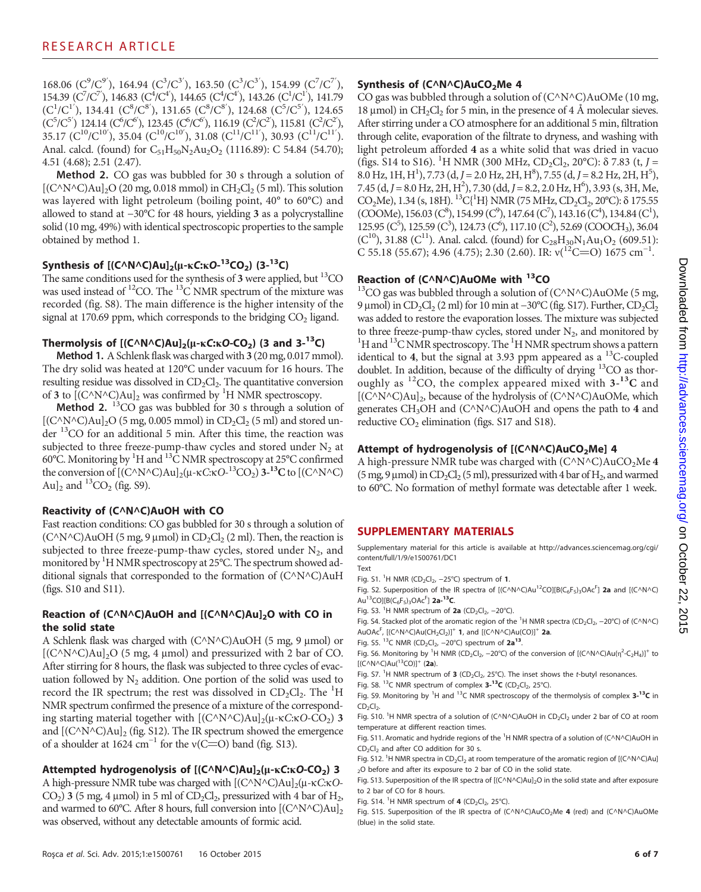168.06 ($C^9/C^{9'}$), 164.94 ($C^3/C^{3'}$), 163.50 ($C^3/C^{3'}$), 154.99 ($C^7/C^{7'}$), 154.39 ($C^7/C^{7'}$), 146.83 ($C^4/C^{4'}$), 144.65 ($C^4/C^{4'}$), 143.26 ($C^1/C^{1'}$), 141.79 ($C^1/C^{1'}$), 134.41 ($C^8/C^{8'}$), 131.65 ($C^8/C^{8'}$), 124.68 ($C^5/C^{5'}$), 124.65 ($C^5/C^{5'}$) 124.14 ($C^6/C^{6'}$), 123.45 ($C^6/C^{6'}$), 116.19 ($C^2/C^{2'}$), 115.81 ($C^2/C^{2'}$), 35.17 ($C^{10}/C^{10'}$), 35.04 ($C^{10}/C^{10'}$), 31.08 ($C^{11}/C^{11'}$), 30.93 ($C^{11}/C^{11'}$). Anal. calcd. (found) for $C_{51}H_{50}N_2Au_2O_2$ (1116.89): C 54.84 (54.70); 4.51 (4.68); 2.51 (2.47).

**Method 2.** CO gas was bubbled for 30 s through a solution of $[(C\text{^}N\text{^}C)Au]_2O$ (20 mg, 0.018 mmol) in $CH_2Cl_2$ (5 ml). This solution was layered with light petroleum (boiling point, 40° to 60°C) and allowed to stand at −30°C for 48 hours, yielding **3** as a polycrystalline solid (10 mg, 49%) with identical spectroscopic properties to the sample obtained by method 1.

### Synthesis of $[(C\text{^}N\text{^}C)Au]_2(\mu\text{-}\kappa C\text{:}\kappa O\text{-}^{13}CO_2)$ (3-$^{13}$C)

The same conditions used for the synthesis of **3** were applied, but $^{13}CO$ was used instead of $^{12}CO$. The $^{13}C$ NMR spectrum of the mixture was recorded (fig. S8). The main difference is the higher intensity of the signal at 170.69 ppm, which corresponds to the bridging $CO_2$ ligand.

### Thermolysis of $[(C\text{^}N\text{^}C)Au]_2(\mu\text{-}\kappa C\text{:}\kappa O\text{-}CO_2)$ (3 and 3-$^{13}$C)

**Method 1.** A Schlenk flask was charged with **3** (20 mg, 0.017 mmol). The dry solid was heated at 120°C under vacuum for 16 hours. The resulting residue was dissolved in $CD_2Cl_2$. The quantitative conversion of **3** to $[(C\text{^}N\text{^}C)Au]_2$ was confirmed by $^1H$ NMR spectroscopy.

**Method 2.** $^{13}CO$ gas was bubbled for 30 s through a solution of $[(C\text{^}N\text{^}C)Au]_2O$ (5 mg, 0.005 mmol) in $CD_2Cl_2$ (5 ml) and stored under $^{13}CO$ for an additional 5 min. After this time, the reaction was subjected to three freeze-pump-thaw cycles and stored under $N_2$ at 60°C. Monitoring by $^1H$ and $^{13}C$ NMR spectroscopy at 25°C confirmed the conversion of $[(C\text{^}N\text{^}C)Au]_2(\mu\text{-}\kappa C\text{:}\kappa O\text{-}^{13}CO_2)$ **3-$^{13}$C** to $[(C\text{^}N\text{^}C)Au]_2$ and $^{13}CO_2$ (fig. S9).

### Reactivity of (C^N^C)AuOH with CO

Fast reaction conditions: CO gas bubbled for 30 s through a solution of (C^N^C)AuOH (5 mg, 9 μmol) in $CD_2Cl_2$ (2 ml). Then, the reaction is subjected to three freeze-pump-thaw cycles, stored under $N_2$, and monitored by $^1H$ NMR spectroscopy at 25°C. The spectrum showed additional signals that corresponded to the formation of (C^N^C)AuH (figs. S10 and S11).

### Reaction of (C^N^C)AuOH and $[(C\text{^}N\text{^}C)Au]_2O$ with CO in the solid state

A Schlenk flask was charged with (C^N^C)AuOH (5 mg, 9 μmol) or $[(C\text{^}N\text{^}C)Au]_2O$ (5 mg, 4 μmol) and pressurized with 2 bar of CO. After stirring for 8 hours, the flask was subjected to three cycles of evacuation followed by $N_2$ addition. One portion of the solid was used to record the IR spectrum; the rest was dissolved in $CD_2Cl_2$. The $^1H$ NMR spectrum confirmed the presence of a mixture of the corresponding starting material together with $[(C\text{^}N\text{^}C)Au]_2(\mu\text{-}\kappa C\text{:}\kappa O\text{-}CO_2)$ **3** and $[(C\text{^}N\text{^}C)Au]_2$ (fig. S12). The IR spectrum showed the emergence of a shoulder at 1624 $cm^{-1}$ for the ν(C=O) band (fig. S13).

### Attempted hydrogenolysis of $[(C\text{^}N\text{^}C)Au]_2(\mu\text{-}\kappa C\text{:}\kappa O\text{-}CO_2)$ 3

A high-pressure NMR tube was charged with $[(C\text{^}N\text{^}C)Au]_2(\mu\text{-}\kappa C\text{:}\kappa O\text{-}CO_2)$ **3** (5 mg, 4 μmol) in 5 ml of $CD_2Cl_2$, pressurized with 4 bar of $H_2$, and warmed to 60°C. After 8 hours, full conversion into $[(C\text{^}N\text{^}C)Au]_2$ was observed, without any detectable amounts of formic acid.

### Synthesis of (C^N^C)AuCO$_2$Me 4

CO gas was bubbled through a solution of (C^N^C)AuOMe (10 mg, 18 μmol) in $CH_2Cl_2$ for 5 min, in the presence of 4 Å molecular sieves. After stirring under a CO atmosphere for an additional 5 min, filtration through celite, evaporation of the filtrate to dryness, and washing with light petroleum afforded **4** as a white solid that was dried in vacuo (figs. S14 to S16). $^1H$ NMR (300 MHz, $CD_2Cl_2$, 20°C): δ 7.83 (t, J = 8.0 Hz, 1H, $H^1$), 7.73 (d, J = 2.0 Hz, 2H, $H^8$), 7.55 (d, J = 8.2 Hz, 2H, $H^5$), 7.45 (d, J = 8.0 Hz, 2H, $H^2$), 7.30 (dd, J = 8.2, 2.0 Hz, $H^6$), 3.93 (s, 3H, Me, $CO_2Me$), 1.34 (s, 18H). $^{13}C\{^1H\}$ NMR (75 MHz, $CD_2Cl_2$, 20°C): δ 175.55 (COOMe), 156.03 ($C^8$), 154.99 ($C^9$), 147.64 ($C^7$), 143.16 ($C^4$), 134.84 ($C^1$), 125.95 ($C^5$), 125.59 ($C^3$), 124.73 ($C^6$), 117.10 ($C^2$), 52.69 ($COOCH_3$), 36.04 ($C^{10}$), 31.88 ($C^{11}$). Anal. calcd. (found) for $C_{28}H_{30}N_1Au_1O_2$ (609.51): C 55.18 (55.67); 4.96 (4.75); 2.30 (2.60). IR: ν($^{12}$C=O) 1675 $cm^{-1}$.

### Reaction of (C^N^C)AuOMe with $^{13}$CO

$^{13}CO$ gas was bubbled through a solution of (C^N^C)AuOMe (5 mg, 9 μmol) in $CD_2Cl_2$ (2 ml) for 10 min at −30°C (fig. S17). Further, $CD_2Cl_2$ was added to restore the evaporation losses. The mixture was subjected to three freeze-pump-thaw cycles, stored under $N_2$, and monitored by $^1H$ and $^{13}C$ NMR spectroscopy. The $^1H$ NMR spectrum shows a pattern identical to **4**, but the signal at 3.93 ppm appeared as a $^{13}C$-coupled doublet. In addition, because of the difficulty of drying $^{13}CO$ as thoroughly as $^{12}CO$, the complex appeared mixed with **3-$^{13}$C** and $[(C\text{^}N\text{^}C)Au]_2$, because of the hydrolysis of (C^N^C)AuOMe, which generates $CH_3OH$ and (C^N^C)AuOH and opens the path to **4** and reductive $CO_2$ elimination (figs. S17 and S18).

### Attempt of hydrogenolysis of [(C^N^C)AuCO$_2$Me] 4

A high-pressure NMR tube was charged with (C^N^C)AuCO$_2$Me **4** (5 mg, 9 μmol) in $CD_2Cl_2$ (5 ml), pressurized with 4 bar of $H_2$, and warmed to 60°C. No formation of methyl formate was detectable after 1 week.

## SUPPLEMENTARY MATERIALS

Supplementary material for this article is available at http://advances.sciencemag.org/cgi/content/full/1/9/e1500761/DC1

Text

Fig. S1. $^1H$ NMR ($CD_2Cl_2$, −25°C) spectrum of **1**.

Fig. S2. Superposition of the IR spectra of $[(C\text{^}N\text{^}C)Au^{12}CO][B(C_6F_5)_3OAc^F]$ **2a** and $[(C\text{^}N\text{^}C)Au^{13}CO][B(C_6F_5)_3OAc^F]$ **2a-$^{13}$C**.

Fig. S3. $^1H$ NMR spectrum of **2a** ($CD_2Cl_2$, −20°C).

Fig. S4. Stacked plot of the aromatic region of the $^1H$ NMR spectra ($CD_2Cl_2$, −20°C) of (C^N^C)AuOAc$^F$, $[(C\text{^}N\text{^}C)Au(CH_2Cl_2)]^+$ **1**, and $[(C\text{^}N\text{^}C)Au(CO)]^+$ **2a**.

Fig. S5. $^{13}C$ NMR ($CD_2Cl_2$, −20°C) spectrum of **2a$^{13}$**.

Fig. S6. Monitoring by $^1H$ NMR ($CD_2Cl_2$, −20°C) of the conversion of $[(C\text{^}N\text{^}C)Au(\eta^2\text{-}C_2H_4)]^+$ to $[(C\text{^}N\text{^}C)Au(^{13}CO)]^+$ (**2a**).

Fig. S7. $^1H$ NMR spectrum of **3** ($CD_2Cl_2$, 25°C). The inset shows the t-butyl resonances.

Fig. S8. $^{13}C$ NMR spectrum of complex **3-$^{13}$C** ($CD_2Cl_2$, 25°C).

Fig. S9. Monitoring by $^1H$ and $^{13}C$ NMR spectroscopy of the thermolysis of complex **3-$^{13}$C** in $CD_2Cl_2$.

Fig. S10. $^1H$ NMR spectra of a solution of (C^N^C)AuOH in $CD_2Cl_2$ under 2 bar of CO at room temperature at different reaction times.

Fig. S11. Aromatic and hydride regions of the $^1H$ NMR spectra of a solution of (C^N^C)AuOH in $CD_2Cl_2$ and after CO addition for 30 s.

Fig. S12. $^1H$ NMR spectra in $CD_2Cl_2$ at room temperature of the aromatic region of $[(C\text{^}N\text{^}C)Au]_2O$ before and after its exposure to 2 bar of CO in the solid state.

Fig. S13. Superposition of the IR spectra of $[(C\text{^}N\text{^}C)Au]_2O$ in the solid state and after exposure to 2 bar of CO for 8 hours.

Fig. S14. $^1H$ NMR spectrum of **4** ($CD_2Cl_2$, 25°C).

Fig. S15. Superposition of the IR spectra of (C^N^C)AuCO$_2$Me **4** (red) and (C^N^C)AuOMe (blue) in the solid state.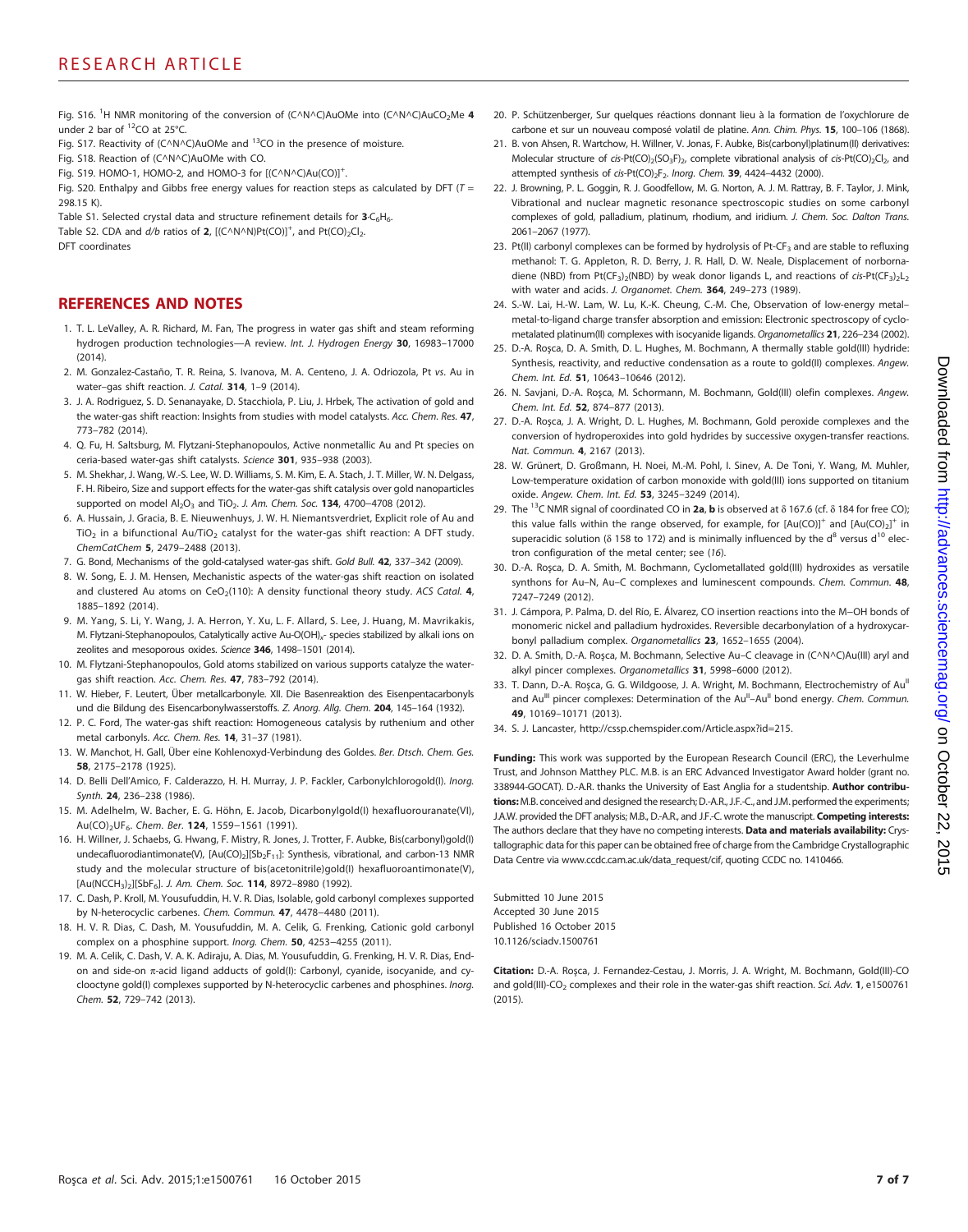Fig. S16. $^1H$ NMR monitoring of the conversion of (C^N^C)AuOMe into (C^N^C)AuCO$_2$Me **4** under 2 bar of $^{12}CO$ at 25°C.

Fig. S17. Reactivity of (C^N^C)AuOMe and $^{13}CO$ in the presence of moisture.

Fig. S18. Reaction of (C^N^C)AuOMe with CO.

Fig. S19. HOMO-1, HOMO-2, and HOMO-3 for $[(C^\wedge N^\wedge C)Au(CO)]^+$.

Fig. S20. Enthalpy and Gibbs free energy values for reaction steps as calculated by DFT ($T$ = 298.15 K).

Table S1. Selected crystal data and structure refinement details for **3**-$C_6H_6$.

Table S2. CDA and $d/b$ ratios of **2**, $[(C^\wedge N^\wedge N)Pt(CO)]^+$, and $Pt(CO)_2Cl_2$.

DFT coordinates

## REFERENCES AND NOTES

1. T. L. LeValley, A. R. Richard, M. Fan, The progress in water gas shift and steam reforming hydrogen production technologies—A review. *Int. J. Hydrogen Energy* **30**, 16983–17000 (2014).
2. M. Gonzalez-Castaño, T. R. Reina, S. Ivanova, M. A. Centeno, J. A. Odriozola, Pt *vs*. Au in water–gas shift reaction. *J. Catal.* **314**, 1–9 (2014).
3. J. A. Rodriguez, S. D. Senanayake, D. Stacchiola, P. Liu, J. Hrbek, The activation of gold and the water-gas shift reaction: Insights from studies with model catalysts. *Acc. Chem. Res.* **47**, 773–782 (2014).
4. Q. Fu, H. Saltsburg, M. Flytzani-Stephanopoulos, Active nonmetallic Au and Pt species on ceria-based water-gas shift catalysts. *Science* **301**, 935–938 (2003).
5. M. Shekhar, J. Wang, W.-S. Lee, W. D. Williams, S. M. Kim, E. A. Stach, J. T. Miller, W. N. Delgass, F. H. Ribeiro, Size and support effects for the water-gas shift catalysis over gold nanoparticles supported on model $Al_2O_3$ and $TiO_2$. *J. Am. Chem. Soc.* **134**, 4700–4708 (2012).
6. A. Hussain, J. Gracia, B. E. Nieuwenhuys, J. W. H. Niemantsverdriet, Explicit role of Au and $TiO_2$ in a bifunctional Au/$TiO_2$ catalyst for the water-gas shift reaction: A DFT study. *ChemCatChem* **5**, 2479–2488 (2013).
7. G. Bond, Mechanisms of the gold-catalysed water-gas shift. *Gold Bull.* **42**, 337–342 (2009).
8. W. Song, E. J. M. Hensen, Mechanistic aspects of the water-gas shift reaction on isolated and clustered Au atoms on $CeO_2$(110): A density functional theory study. *ACS Catal.* **4**, 1885–1892 (2014).
9. M. Yang, S. Li, Y. Wang, J. A. Herron, Y. Xu, L. F. Allard, S. Lee, J. Huang, M. Mavrikakis, M. Flytzani-Stephanopoulos, Catalytically active Au-O(OH)$_x$- species stabilized by alkali ions on zeolites and mesoporous oxides. *Science* **346**, 1498–1501 (2014).
10. M. Flytzani-Stephanopoulos, Gold atoms stabilized on various supports catalyze the water-gas shift reaction. *Acc. Chem. Res.* **47**, 783–792 (2014).
11. W. Hieber, F. Leutert, Über metallcarbonyle. XII. Die Basenreaktion des Eisenpentacarbonyls und die Bildung des Eisencarbonylwasserstoffs. *Z. Anorg. Allg. Chem.* **204**, 145–164 (1932).
12. P. C. Ford, The water-gas shift reaction: Homogeneous catalysis by ruthenium and other metal carbonyls. *Acc. Chem. Res.* **14**, 31–37 (1981).
13. W. Manchot, H. Gall, Über eine Kohlenoxyd-Verbindung des Goldes. *Ber. Dtsch. Chem. Ges.* **58**, 2175–2178 (1925).
14. D. Belli Dell'Amico, F. Calderazzo, H. H. Murray, J. P. Fackler, Carbonylchlorogold(I). *Inorg. Synth.* **24**, 236–238 (1986).
15. M. Adelhelm, W. Bacher, E. G. Höhn, E. Jacob, Dicarbonylgold(I) hexafluorouranate(VI), $Au(CO)_2UF_6$. *Chem. Ber.* **124**, 1559–1561 (1991).
16. H. Willner, J. Schaebs, G. Hwang, F. Mistry, R. Jones, J. Trotter, F. Aubke, Bis(carbonyl)gold(I) undecafluorodiantimonate(V), $[Au(CO)_2][Sb_2F_{11}]$: Synthesis, vibrational, and carbon-13 NMR study and the molecular structure of bis(acetonitrile)gold(I) hexafluoroantimonate(V), $[Au(NCCH_3)_2][SbF_6]$. *J. Am. Chem. Soc.* **114**, 8972–8980 (1992).
17. C. Dash, P. Kroll, M. Yousufuddin, H. V. R. Dias, Isolable, gold carbonyl complexes supported by N-heterocyclic carbenes. *Chem. Commun.* **47**, 4478–4480 (2011).
18. H. V. R. Dias, C. Dash, M. Yousufuddin, M. A. Celik, G. Frenking, Cationic gold carbonyl complex on a phosphine support. *Inorg. Chem.* **50**, 4253–4255 (2011).
19. M. A. Celik, C. Dash, V. A. K. Adiraju, A. Dias, M. Yousufuddin, G. Frenking, H. V. R. Dias, End-on and side-on π-acid ligand adducts of gold(I): Carbonyl, cyanide, isocyanide, and cyclooctyne gold(I) complexes supported by N-heterocyclic carbenes and phosphines. *Inorg. Chem.* **52**, 729–742 (2013).
20. P. Schützenberger, Sur quelques réactions donnant lieu à la formation de l'oxychlorure de carbone et sur un nouveau composé volatil de platine. *Ann. Chim. Phys.* **15**, 100–106 (1868).
21. B. von Ahsen, R. Wartchow, H. Willner, V. Jonas, F. Aubke, Bis(carbonyl)platinum(II) derivatives: Molecular structure of *cis*-$Pt(CO)_2(SO_3F)_2$, complete vibrational analysis of *cis*-$Pt(CO)_2Cl_2$, and attempted synthesis of *cis*-$Pt(CO)_2F_2$. *Inorg. Chem.* **39**, 4424–4432 (2000).
22. J. Browning, P. L. Goggin, R. J. Goodfellow, M. G. Norton, A. J. M. Rattray, B. F. Taylor, J. Mink, Vibrational and nuclear magnetic resonance spectroscopic studies on some carbonyl complexes of gold, palladium, platinum, rhodium, and iridium. *J. Chem. Soc. Dalton Trans.* 2061–2067 (1977).
23. Pt(II) carbonyl complexes can be formed by hydrolysis of Pt-$CF_3$ and are stable to refluxing methanol: T. G. Appleton, R. D. Berry, J. R. Hall, D. W. Neale, Displacement of norbornadiene (NBD) from $Pt(CF_3)_2$(NBD) by weak donor ligands L, and reactions of *cis*-$Pt(CF_3)_2L_2$ with water and acids. *J. Organomet. Chem.* **364**, 249–273 (1989).
24. S.-W. Lai, H.-W. Lam, W. Lu, K.-K. Cheung, C.-M. Che, Observation of low-energy metal–metal-to-ligand charge transfer absorption and emission: Electronic spectroscopy of cyclometalated platinum(II) complexes with isocyanide ligands. *Organometallics* **21**, 226–234 (2002).
25. D.-A. Roşca, D. A. Smith, D. L. Hughes, M. Bochmann, A thermally stable gold(III) hydride: Synthesis, reactivity, and reductive condensation as a route to gold(II) complexes. *Angew. Chem. Int. Ed.* **51**, 10643–10646 (2012).
26. N. Savjani, D.-A. Roşca, M. Schormann, M. Bochmann, Gold(III) olefin complexes. *Angew. Chem. Int. Ed.* **52**, 874–877 (2013).
27. D.-A. Roşca, J. A. Wright, D. L. Hughes, M. Bochmann, Gold peroxide complexes and the conversion of hydroperoxides into gold hydrides by successive oxygen-transfer reactions. *Nat. Commun.* **4**, 2167 (2013).
28. W. Grünert, D. Großmann, H. Noei, M.-M. Pohl, I. Sinev, A. De Toni, Y. Wang, M. Muhler, Low-temperature oxidation of carbon monoxide with gold(III) ions supported on titanium oxide. *Angew. Chem. Int. Ed.* **53**, 3245–3249 (2014).
29. The $^{13}C$ NMR signal of coordinated CO in **2a**, **b** is observed at δ 167.6 (cf. δ 184 for free CO); this value falls within the range observed, for example, for $[Au(CO)]^+$ and $[Au(CO)_2]^+$ in superacidic solution (δ 158 to 172) and is minimally influenced by the $d^8$ versus $d^{10}$ electron configuration of the metal center; see (*16*).
30. D.-A. Roşca, D. A. Smith, M. Bochmann, Cyclometallated gold(III) hydroxides as versatile synthons for Au–N, Au–C complexes and luminescent compounds. *Chem. Commun.* **48**, 7247–7249 (2012).
31. J. Cámpora, P. Palma, D. del Río, E. Álvarez, CO insertion reactions into the M–OH bonds of monomeric nickel and palladium hydroxides. Reversible decarbonylation of a hydroxycarbonyl palladium complex. *Organometallics* **23**, 1652–1655 (2004).
32. D. A. Smith, D.-A. Roşca, M. Bochmann, Selective Au–C cleavage in (C^N^C)Au(III) aryl and alkyl pincer complexes. *Organometallics* **31**, 5998–6000 (2012).
33. T. Dann, D.-A. Roşca, G. G. Wildgoose, J. A. Wright, M. Bochmann, Electrochemistry of $Au^{II}$ and $Au^{III}$ pincer complexes: Determination of the $Au^{II}$–$Au^{II}$ bond energy. *Chem. Commun.* **49**, 10169–10171 (2013).
34. S. J. Lancaster, http://cssp.chemspider.com/Article.aspx?id=215.

**Funding:** This work was supported by the European Research Council (ERC), the Leverhulme Trust, and Johnson Matthey PLC. M.B. is an ERC Advanced Investigator Award holder (grant no. 338944-GOCAT). D.-A.R. thanks the University of East Anglia for a studentship. **Author contributions:** M.B. conceived and designed the research; D.-A.R., J.F.-C., and J.M. performed the experiments; J.A.W. provided the DFT analysis; M.B., D.-A.R., and J.F.-C. wrote the manuscript. **Competing interests:** The authors declare that they have no competing interests. **Data and materials availability:** Crystallographic data for this paper can be obtained free of charge from the Cambridge Crystallographic Data Centre via www.ccdc.cam.ac.uk/data_request/cif, quoting CCDC no. 1410466.

Submitted 10 June 2015
Accepted 30 June 2015
Published 16 October 2015
10.1126/sciadv.1500761

**Citation:** D.-A. Roşca, J. Fernandez-Cestau, J. Morris, J. A. Wright, M. Bochmann, Gold(III)-CO and gold(III)-$CO_2$ complexes and their role in the water-gas shift reaction. *Sci. Adv.* **1**, e1500761 (2015).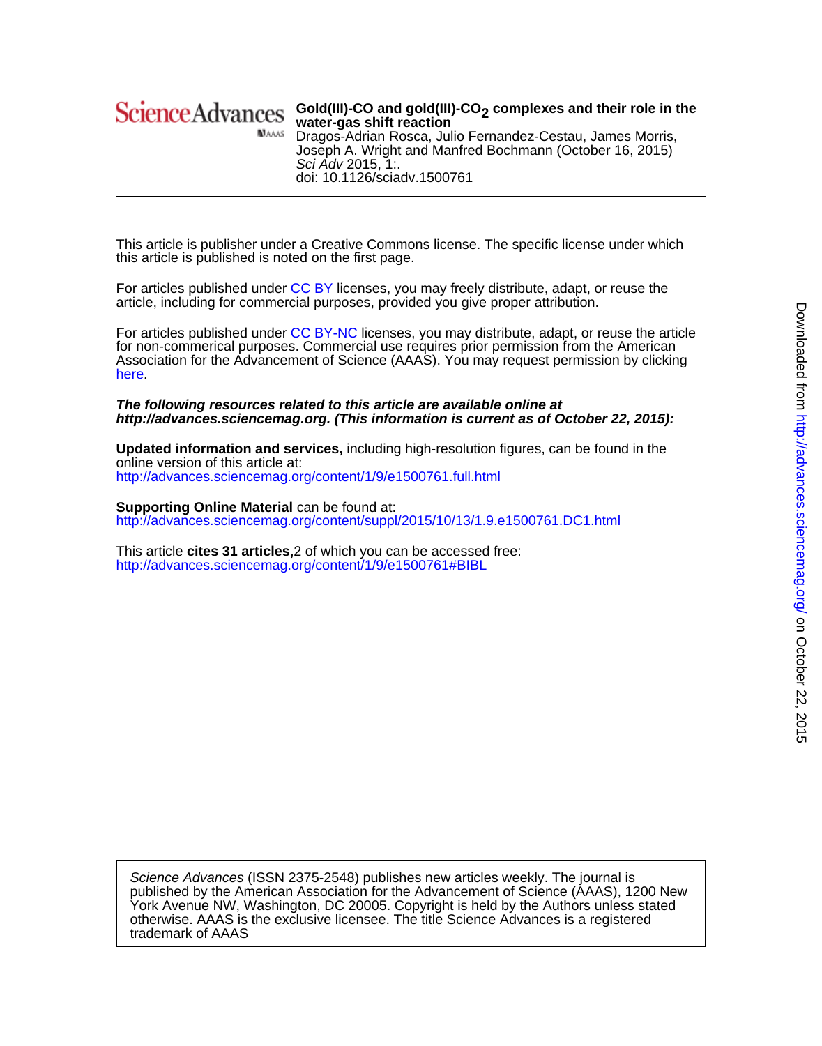**Gold(III)-CO and gold(III)-$CO_2$ complexes and their role in the water-gas shift reaction**

Dragos-Adrian Rosca, Julio Fernandez-Cestau, James Morris, Joseph A. Wright and Manfred Bochmann (October 16, 2015)

*Sci Adv* 2015, 1:.

doi: 10.1126/sciadv.1500761

---

This article is publisher under a Creative Commons license. The specific license under which this article is published is noted on the first page.

For articles published under CC BY licenses, you may freely distribute, adapt, or reuse the article, including for commercial purposes, provided you give proper attribution.

For articles published under CC BY-NC licenses, you may distribute, adapt, or reuse the article for non-commerical purposes. Commercial use requires prior permission from the American Association for the Advancement of Science (AAAS). You may request permission by clicking here.

***The following resources related to this article are available online at http://advances.sciencemag.org. (This information is current as of October 22, 2015):***

**Updated information and services,** including high-resolution figures, can be found in the online version of this article at:
http://advances.sciencemag.org/content/1/9/e1500761.full.html

**Supporting Online Material** can be found at:
http://advances.sciencemag.org/content/suppl/2015/10/13/1.9.e1500761.DC1.html

This article **cites 31 articles,**2 of which you can be accessed free:
http://advances.sciencemag.org/content/1/9/e1500761#BIBL

*Science Advances* (ISSN 2375-2548) publishes new articles weekly. The journal is published by the American Association for the Advancement of Science (AAAS), 1200 New York Avenue NW, Washington, DC 20005. Copyright is held by the Authors unless stated otherwise. AAAS is the exclusive licensee. The title Science Advances is a registered trademark of AAAS

Downloaded from http://advances.sciencemag.org/ on October 22, 2015